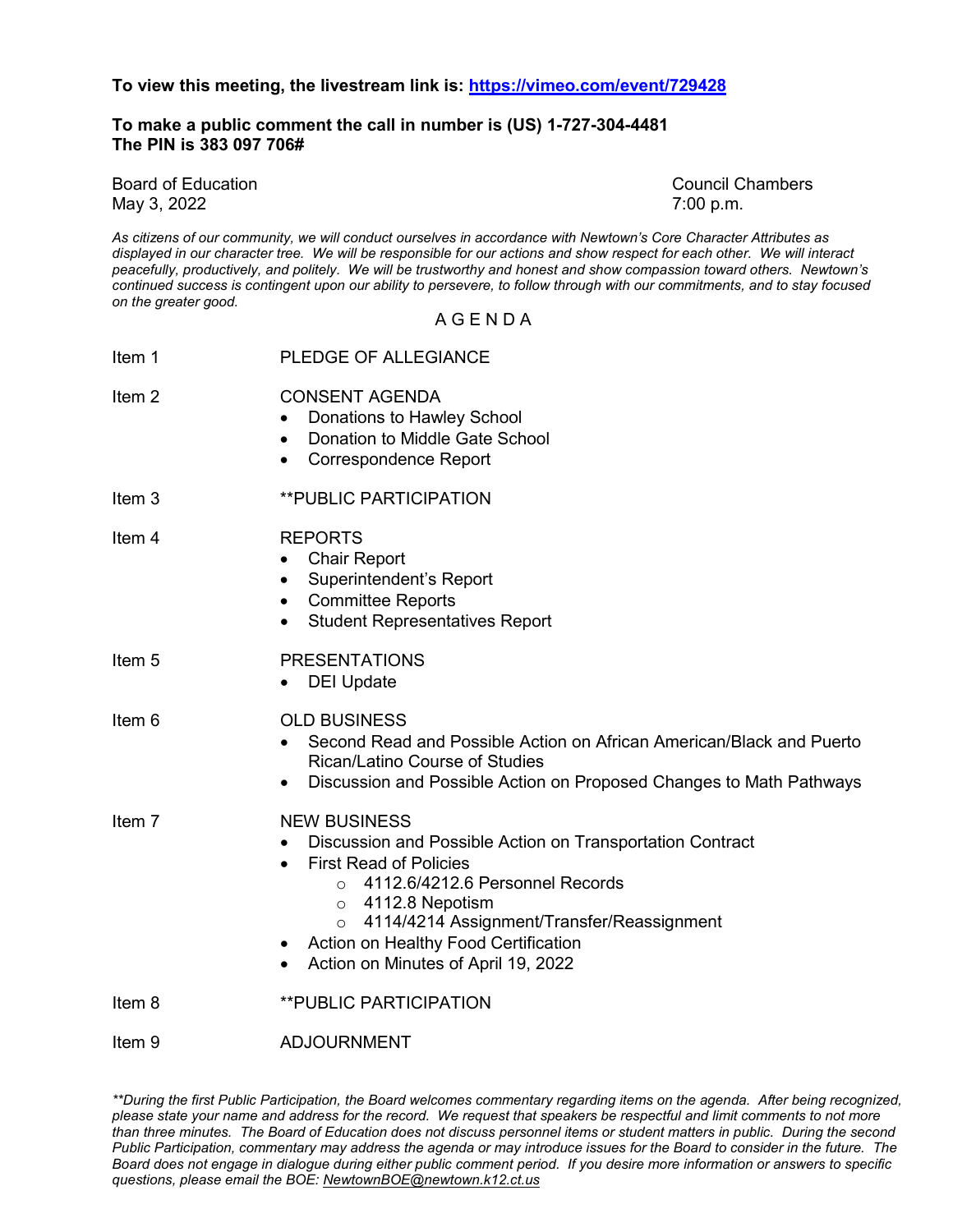**To view this meeting, the livestream link is: [https://vimeo.com/event/729428](https://vimeo.com/event/729428)**

**To make a public comment the call in number is (US) 1-727-304-4481**
**The PIN is 383 097 706#**

Board of Education — Council Chambers
May 3, 2022 — 7:00 p.m.

*As citizens of our community, we will conduct ourselves in accordance with Newtown's Core Character Attributes as displayed in our character tree. We will be responsible for our actions and show respect for each other. We will interact peacefully, productively, and politely. We will be trustworthy and honest and show compassion toward others. Newtown's continued success is contingent upon our ability to persevere, to follow through with our commitments, and to stay focused on the greater good.*

A G E N D A

Item 1 — PLEDGE OF ALLEGIANCE

Item 2 — CONSENT AGENDA
- Donations to Hawley School
- Donation to Middle Gate School
- Correspondence Report

Item 3 — **PUBLIC PARTICIPATION

Item 4 — REPORTS
- Chair Report
- Superintendent's Report
- Committee Reports
- Student Representatives Report

Item 5 — PRESENTATIONS
- DEI Update

Item 6 — OLD BUSINESS
- Second Read and Possible Action on African American/Black and Puerto Rican/Latino Course of Studies
- Discussion and Possible Action on Proposed Changes to Math Pathways

Item 7 — NEW BUSINESS
- Discussion and Possible Action on Transportation Contract
- First Read of Policies
  - 4112.6/4212.6 Personnel Records
  - 4112.8 Nepotism
  - 4114/4214 Assignment/Transfer/Reassignment
- Action on Healthy Food Certification
- Action on Minutes of April 19, 2022

Item 8 — **PUBLIC PARTICIPATION

Item 9 — ADJOURNMENT

*\*\*During the first Public Participation, the Board welcomes commentary regarding items on the agenda. After being recognized, please state your name and address for the record. We request that speakers be respectful and limit comments to not more than three minutes. The Board of Education does not discuss personnel items or student matters in public. During the second Public Participation, commentary may address the agenda or may introduce issues for the Board to consider in the future. The Board does not engage in dialogue during either public comment period. If you desire more information or answers to specific questions, please email the BOE: NewtownBOE@newtown.k12.ct.us*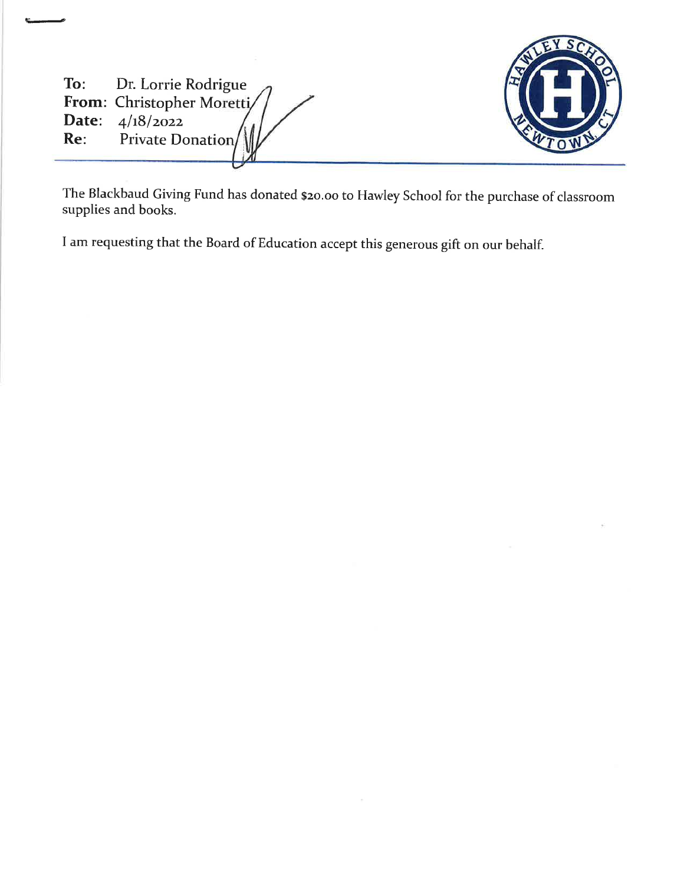**To:** Dr. Lorrie Rodrigue
**From:** Christopher Moretti
**Date:** 4/18/2022
**Re:** Private Donation

The Blackbaud Giving Fund has donated $20.00 to Hawley School for the purchase of classroom supplies and books.

I am requesting that the Board of Education accept this generous gift on our behalf.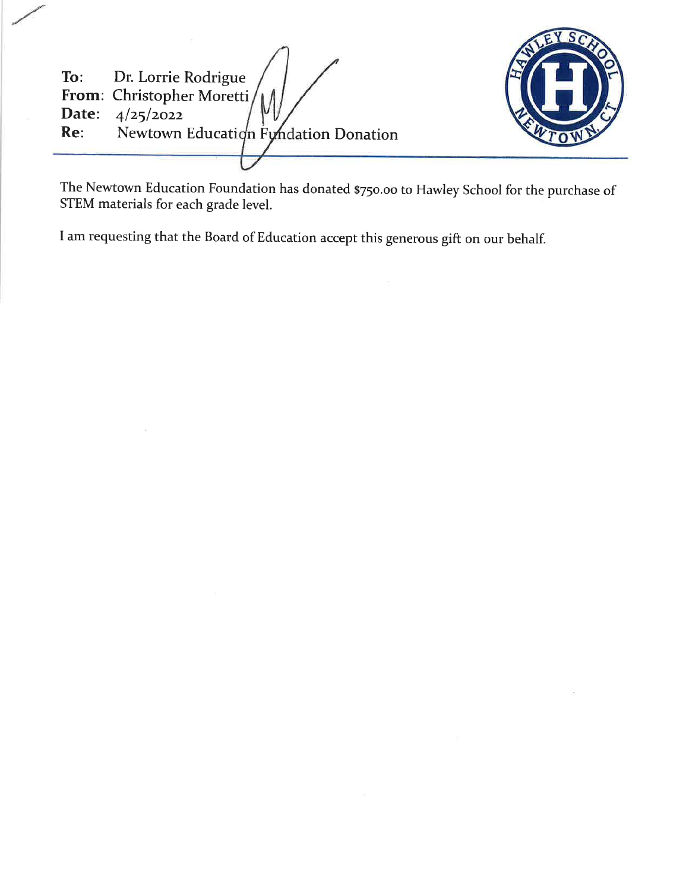**To:** Dr. Lorrie Rodrigue
**From:** Christopher Moretti
**Date:** 4/25/2022
**Re:** Newtown Education Fundation Donation

---

The Newtown Education Foundation has donated $750.00 to Hawley School for the purchase of STEM materials for each grade level.

I am requesting that the Board of Education accept this generous gift on our behalf.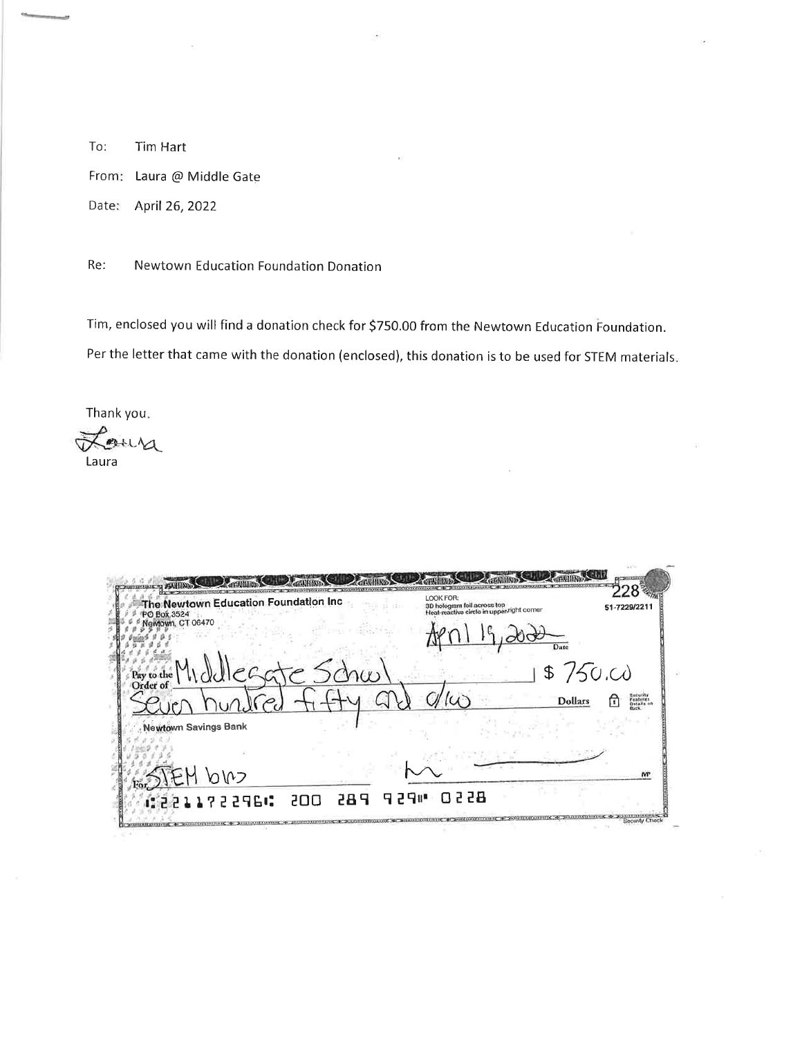To: Tim Hart

From: Laura @ Middle Gate

Date: April 26, 2022

Re: Newtown Education Foundation Donation

Tim, enclosed you will find a donation check for $750.00 from the Newtown Education Foundation.

Per the letter that came with the donation (enclosed), this donation is to be used for STEM materials.

Thank you.

Laura

Laura

---

The Newtown Education Foundation Inc
PO Box 3524
Newtown, CT 06470

LOOK FOR:
3D hologram foil across top
Heat-reactive circle in upper right corner

228

51-7229/2211

April 19, 2022
Date

Pay to the Order of Middlegate School $ 750.00

Seven hundred fifty and 0/100 Dollars

Newtown Savings Bank

For STEM bins

⑆221172296⑆ 200 289 929⑈ 0228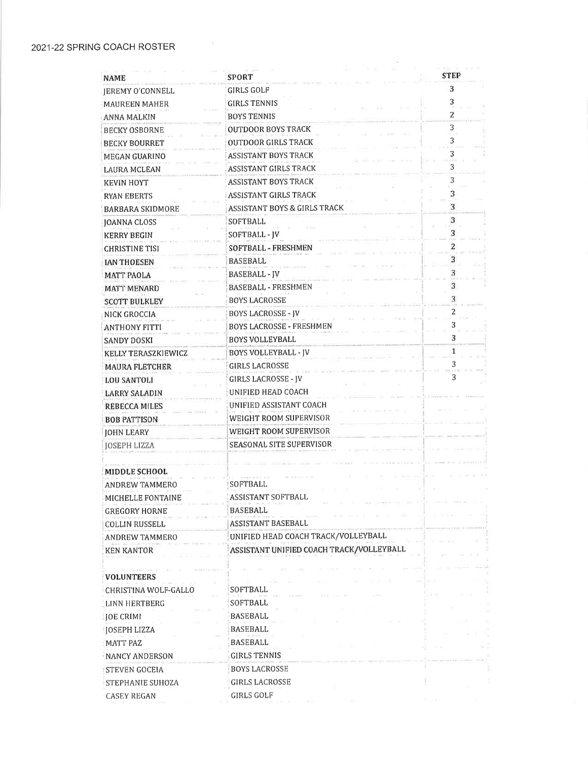2021-22 SPRING COACH ROSTER

| NAME | SPORT | STEP |
|---|---|---|
| JEREMY O'CONNELL | GIRLS GOLF | 3 |
| MAUREEN MAHER | GIRLS TENNIS | 3 |
| ANNA MALKIN | BOYS TENNIS | 2 |
| BECKY OSBORNE | OUTDOOR BOYS TRACK | 3 |
| BECKY BOURRET | OUTDOOR GIRLS TRACK | 3 |
| MEGAN GUARINO | ASSISTANT BOYS TRACK | 3 |
| LAURA MCLEAN | ASSISTANT GIRLS TRACK | 3 |
| KEVIN HOYT | ASSISTANT BOYS TRACK | 3 |
| RYAN EBERTS | ASSISTANT GIRLS TRACK | 3 |
| BARBARA SKIDMORE | ASSISTANT BOYS & GIRLS TRACK | 3 |
| JOANNA CLOSS | SOFTBALL | 3 |
| KERRY BEGIN | SOFTBALL - JV | 3 |
| CHRISTINE TISI | SOFTBALL - FRESHMEN | 2 |
| IAN THOESEN | BASEBALL | 3 |
| MATT PAOLA | BASEBALL - JV | 3 |
| MATT MENARD | BASEBALL - FRESHMEN | 3 |
| SCOTT BULKLEY | BOYS LACROSSE | 3 |
| NICK GROCCIA | BOYS LACROSSE - JV | 2 |
| ANTHONY FITTI | BOYS LACROSSE - FRESHMEN | 3 |
| SANDY DOSKI | BOYS VOLLEYBALL | 3 |
| KELLY TERASZKIEWICZ | BOYS VOLLEYBALL - JV | 1 |
| MAURA FLETCHER | GIRLS LACROSSE | 3 |
| LOU SANTOLI | GIRLS LACROSSE - JV | 3 |
| LARRY SALADIN | UNIFIED HEAD COACH | |
| REBECCA MILES | UNIFIED ASSISTANT COACH | |
| BOB PATTISON | WEIGHT ROOM SUPERVISOR | |
| JOHN LEARY | WEIGHT ROOM SUPERVISOR | |
| JOSEPH LIZZA | SEASONAL SITE SUPERVISOR | |
| | | |
| **MIDDLE SCHOOL** | | |
| ANDREW TAMMERO | SOFTBALL | |
| MICHELLE FONTAINE | ASSISTANT SOFTBALL | |
| GREGORY HORNE | BASEBALL | |
| COLLIN RUSSELL | ASSISTANT BASEBALL | |
| ANDREW TAMMERO | UNIFIED HEAD COACH TRACK/VOLLEYBALL | |
| KEN KANTOR | ASSISTANT UNIFIED COACH TRACK/VOLLEYBALL | |
| | | |
| **VOLUNTEERS** | | |
| CHRISTINA WOLF-GALLO | SOFTBALL | |
| LINN HERTBERG | SOFTBALL | |
| JOE CRIMI | BASEBALL | |
| JOSEPH LIZZA | BASEBALL | |
| MATT PAZ | BASEBALL | |
| NANCY ANDERSON | GIRLS TENNIS | |
| STEVEN GOCEIA | BOYS LACROSSE | |
| STEPHANIE SUHOZA | GIRLS LACROSSE | |
| CASEY REGAN | GIRLS GOLF | |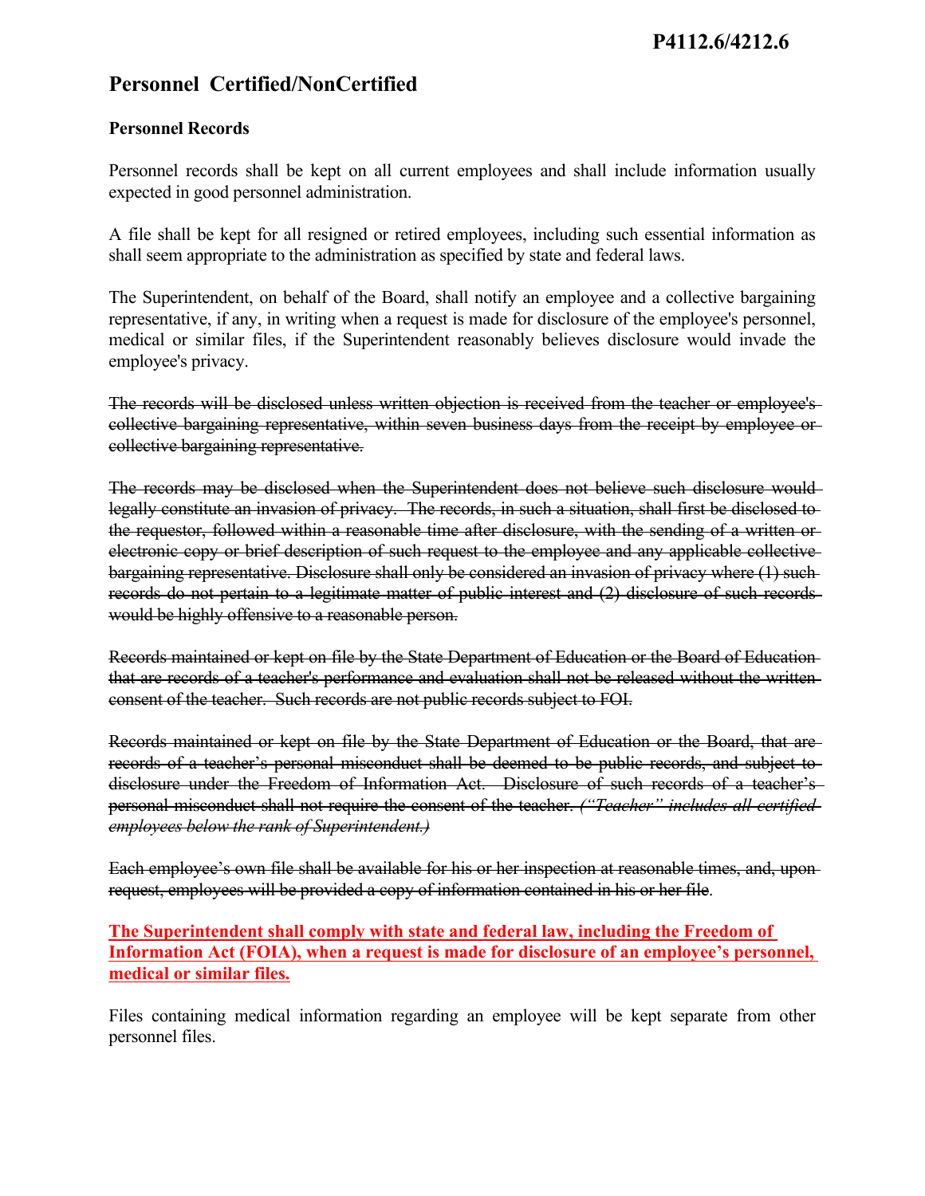**P4112.6/4212.6**

# Personnel Certified/NonCertified

## Personnel Records

Personnel records shall be kept on all current employees and shall include information usually expected in good personnel administration.

A file shall be kept for all resigned or retired employees, including such essential information as shall seem appropriate to the administration as specified by state and federal laws.

The Superintendent, on behalf of the Board, shall notify an employee and a collective bargaining representative, if any, in writing when a request is made for disclosure of the employee's personnel, medical or similar files, if the Superintendent reasonably believes disclosure would invade the employee's privacy.

~~The records will be disclosed unless written objection is received from the teacher or employee's collective bargaining representative, within seven business days from the receipt by employee or collective bargaining representative.~~

~~The records may be disclosed when the Superintendent does not believe such disclosure would legally constitute an invasion of privacy. The records, in such a situation, shall first be disclosed to the requestor, followed within a reasonable time after disclosure, with the sending of a written or electronic copy or brief description of such request to the employee and any applicable collective bargaining representative. Disclosure shall only be considered an invasion of privacy where (1) such records do not pertain to a legitimate matter of public interest and (2) disclosure of such records would be highly offensive to a reasonable person.~~

~~Records maintained or kept on file by the State Department of Education or the Board of Education that are records of a teacher's performance and evaluation shall not be released without the written consent of the teacher. Such records are not public records subject to FOI.~~

~~Records maintained or kept on file by the State Department of Education or the Board, that are records of a teacher's personal misconduct shall be deemed to be public records, and subject to disclosure under the Freedom of Information Act. Disclosure of such records of a teacher's personal misconduct shall not require the consent of the teacher.~~ ~~*("Teacher" includes all certified employees below the rank of Superintendent.)*~~

~~Each employee's own file shall be available for his or her inspection at reasonable times, and, upon request, employees will be provided a copy of information contained in his or her file~~.

**The Superintendent shall comply with state and federal law, including the Freedom of Information Act (FOIA), when a request is made for disclosure of an employee's personnel, medical or similar files.**

Files containing medical information regarding an employee will be kept separate from other personnel files.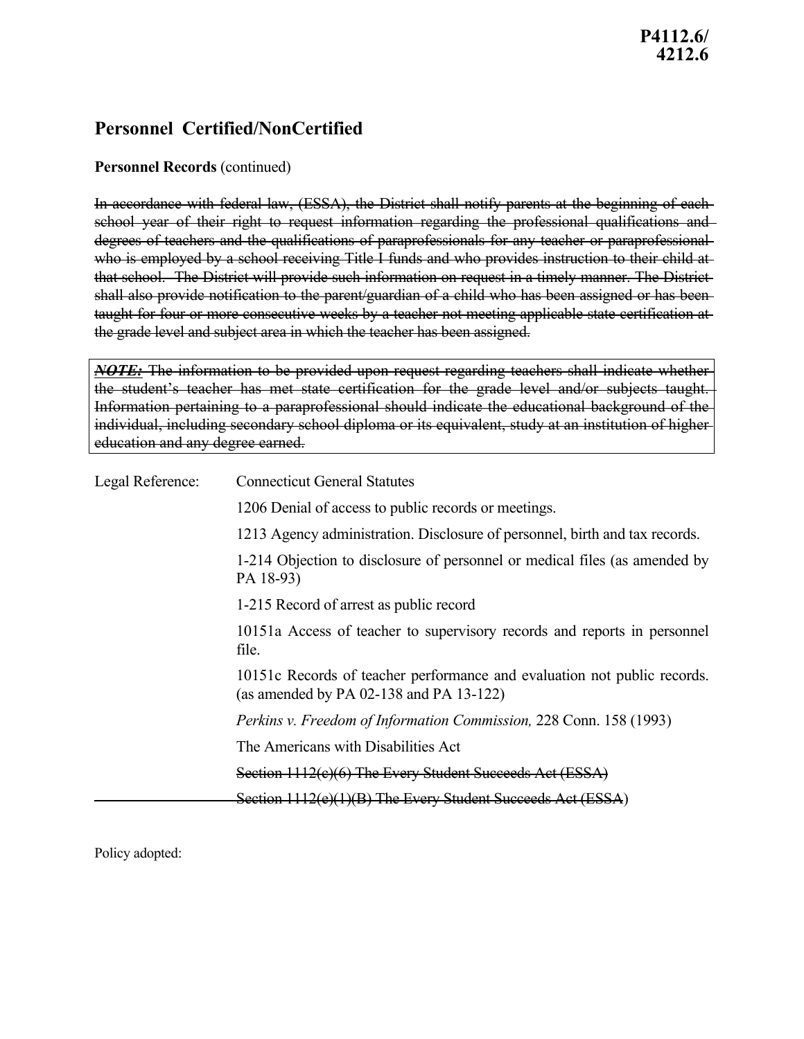P4112.6/
4212.6

## Personnel Certified/NonCertified

**Personnel Records** (continued)

~~In accordance with federal law, (ESSA), the District shall notify parents at the beginning of each school year of their right to request information regarding the professional qualifications and degrees of teachers and the qualifications of paraprofessionals for any teacher or paraprofessional who is employed by a school receiving Title I funds and who provides instruction to their child at that school. The District will provide such information on request in a timely manner. The District shall also provide notification to the parent/guardian of a child who has been assigned or has been taught for four or more consecutive weeks by a teacher not meeting applicable state certification at the grade level and subject area in which the teacher has been assigned.~~

> ~~***NOTE:*** The information to be provided upon request regarding teachers shall indicate whether the student's teacher has met state certification for the grade level and/or subjects taught. Information pertaining to a paraprofessional should indicate the educational background of the individual, including secondary school diploma or its equivalent, study at an institution of higher education and any degree earned.~~

Legal Reference: Connecticut General Statutes

1206 Denial of access to public records or meetings.

1213 Agency administration. Disclosure of personnel, birth and tax records.

1-214 Objection to disclosure of personnel or medical files (as amended by PA 18-93)

1-215 Record of arrest as public record

10151a Access of teacher to supervisory records and reports in personnel file.

10151c Records of teacher performance and evaluation not public records. (as amended by PA 02-138 and PA 13-122)

*Perkins v. Freedom of Information Commission,* 228 Conn. 158 (1993)

The Americans with Disabilities Act

~~Section 1112(c)(6) The Every Student Succeeds Act (ESSA)~~

~~Section 1112(e)(1)(B) The Every Student Succeeds Act (ESSA)~~

Policy adopted: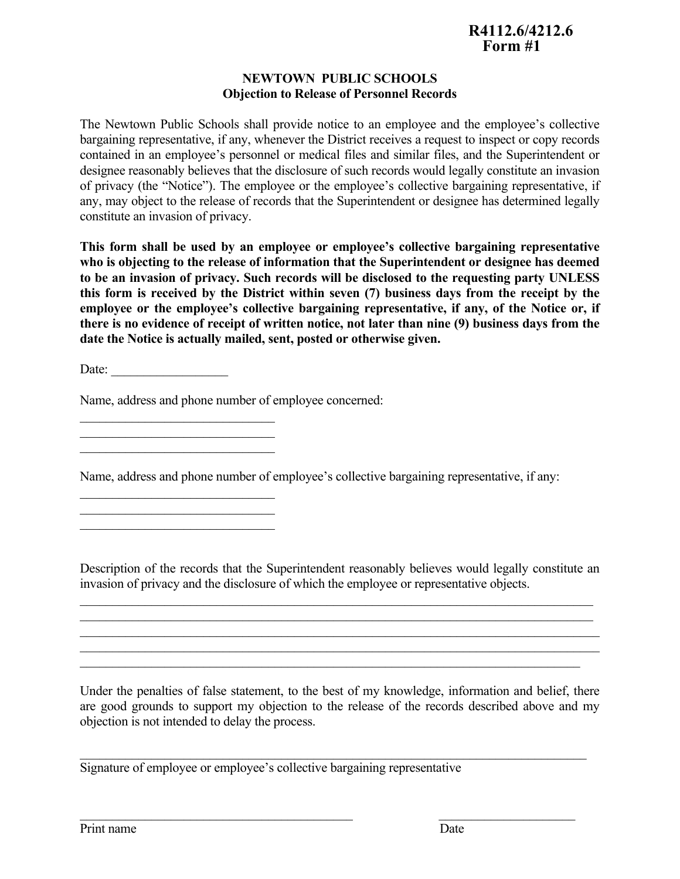**R4112.6/4212.6**
**Form #1**

# NEWTOWN PUBLIC SCHOOLS
## Objection to Release of Personnel Records

The Newtown Public Schools shall provide notice to an employee and the employee's collective bargaining representative, if any, whenever the District receives a request to inspect or copy records contained in an employee's personnel or medical files and similar files, and the Superintendent or designee reasonably believes that the disclosure of such records would legally constitute an invasion of privacy (the "Notice"). The employee or the employee's collective bargaining representative, if any, may object to the release of records that the Superintendent or designee has determined legally constitute an invasion of privacy.

**This form shall be used by an employee or employee's collective bargaining representative who is objecting to the release of information that the Superintendent or designee has deemed to be an invasion of privacy. Such records will be disclosed to the requesting party UNLESS this form is received by the District within seven (7) business days from the receipt by the employee or the employee's collective bargaining representative, if any, of the Notice or, if there is no evidence of receipt of written notice, not later than nine (9) business days from the date the Notice is actually mailed, sent, posted or otherwise given.**

Date: ___________________

Name, address and phone number of employee concerned:

_______________________________
_______________________________
_______________________________

Name, address and phone number of employee's collective bargaining representative, if any:

_______________________________
_______________________________
_______________________________

Description of the records that the Superintendent reasonably believes would legally constitute an invasion of privacy and the disclosure of which the employee or representative objects.

_______________________________________________________________________________
_______________________________________________________________________________
_______________________________________________________________________________
_______________________________________________________________________________
_______________________________________________________________________________

Under the penalties of false statement, to the best of my knowledge, information and belief, there are good grounds to support my objection to the release of the records described above and my objection is not intended to delay the process.

_______________________________________________________________________________
Signature of employee or employee's collective bargaining representative

___________________________________________ ______________________
Print name Date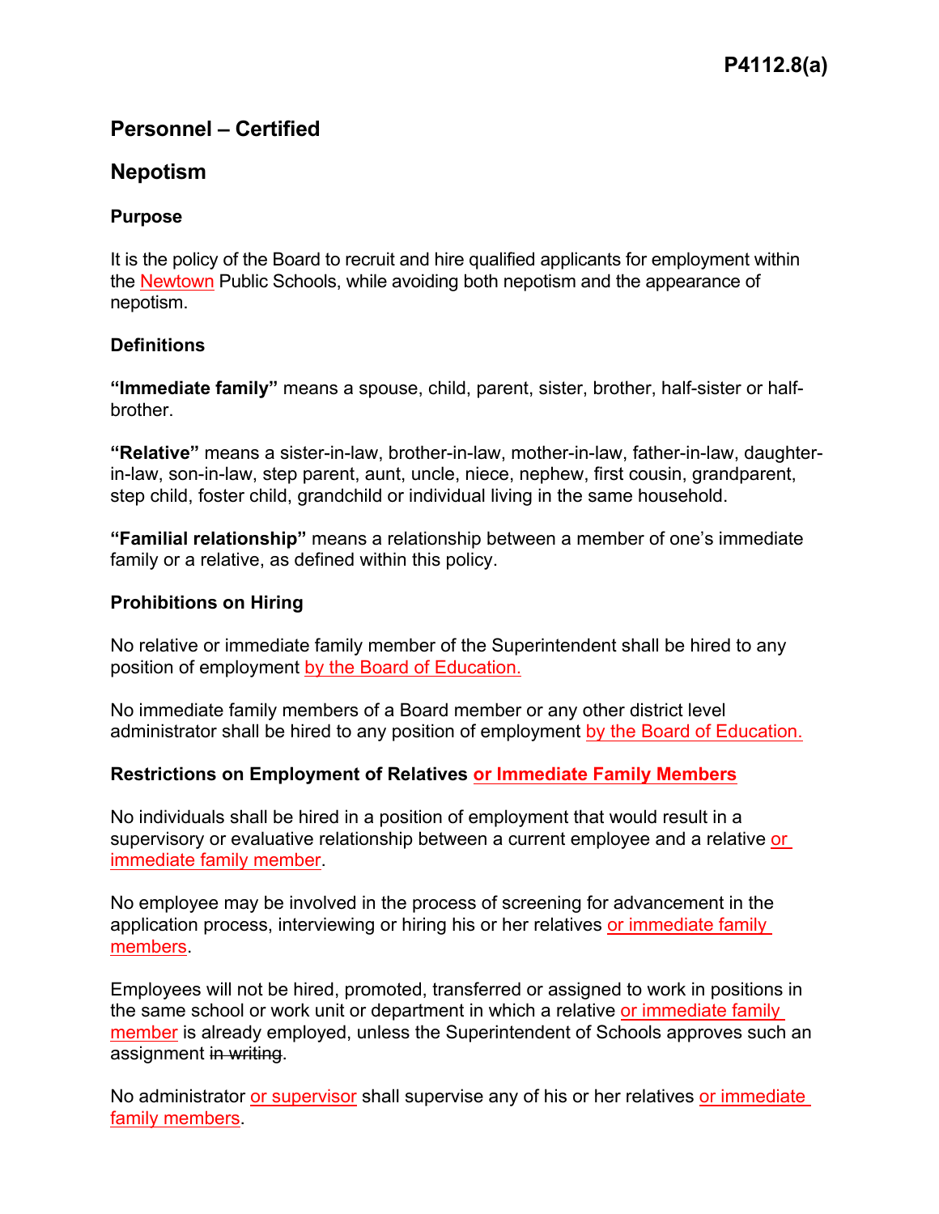# P4112.8(a)

## Personnel – Certified

## Nepotism

### Purpose

It is the policy of the Board to recruit and hire qualified applicants for employment within the Newtown Public Schools, while avoiding both nepotism and the appearance of nepotism.

### Definitions

**"Immediate family"** means a spouse, child, parent, sister, brother, half-sister or half-brother.

**"Relative"** means a sister-in-law, brother-in-law, mother-in-law, father-in-law, daughter-in-law, son-in-law, step parent, aunt, uncle, niece, nephew, first cousin, grandparent, step child, foster child, grandchild or individual living in the same household.

**"Familial relationship"** means a relationship between a member of one's immediate family or a relative, as defined within this policy.

### Prohibitions on Hiring

No relative or immediate family member of the Superintendent shall be hired to any position of employment by the Board of Education.

No immediate family members of a Board member or any other district level administrator shall be hired to any position of employment by the Board of Education.

### Restrictions on Employment of Relatives or Immediate Family Members

No individuals shall be hired in a position of employment that would result in a supervisory or evaluative relationship between a current employee and a relative or immediate family member.

No employee may be involved in the process of screening for advancement in the application process, interviewing or hiring his or her relatives or immediate family members.

Employees will not be hired, promoted, transferred or assigned to work in positions in the same school or work unit or department in which a relative or immediate family member is already employed, unless the Superintendent of Schools approves such an assignment ~~in writing~~.

No administrator or supervisor shall supervise any of his or her relatives or immediate family members.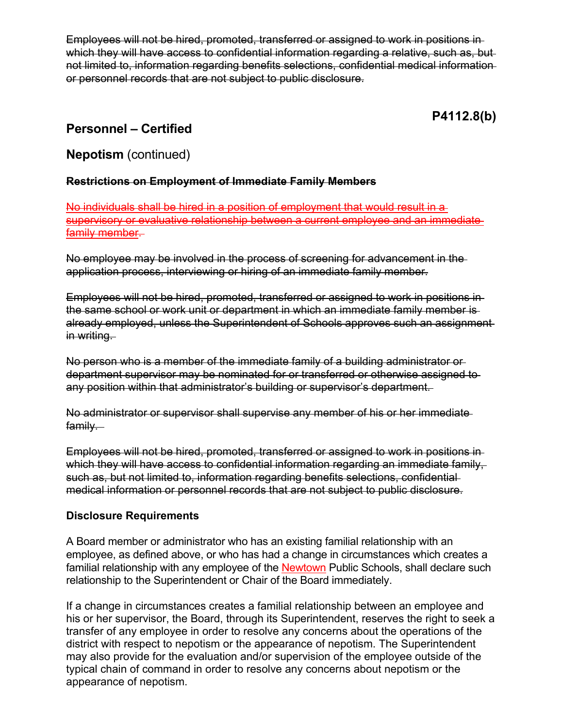~~Employees will not be hired, promoted, transferred or assigned to work in positions in which they will have access to confidential information regarding a relative, such as, but not limited to, information regarding benefits selections, confidential medical information or personnel records that are not subject to public disclosure.~~

**P4112.8(b)**

## Personnel – Certified

## **Nepotism** (continued)

~~**Restrictions on Employment of Immediate Family Members**~~

~~No individuals shall be hired in a position of employment that would result in a supervisory or evaluative relationship between a current employee and an immediate family member.~~

~~No employee may be involved in the process of screening for advancement in the application process, interviewing or hiring of an immediate family member.~~

~~Employees will not be hired, promoted, transferred or assigned to work in positions in the same school or work unit or department in which an immediate family member is already employed, unless the Superintendent of Schools approves such an assignment in writing.~~

~~No person who is a member of the immediate family of a building administrator or department supervisor may be nominated for or transferred or otherwise assigned to any position within that administrator's building or supervisor's department.~~

~~No administrator or supervisor shall supervise any member of his or her immediate family.~~

~~Employees will not be hired, promoted, transferred or assigned to work in positions in which they will have access to confidential information regarding an immediate family, such as, but not limited to, information regarding benefits selections, confidential medical information or personnel records that are not subject to public disclosure.~~

### Disclosure Requirements

A Board member or administrator who has an existing familial relationship with an employee, as defined above, or who has had a change in circumstances which creates a familial relationship with any employee of the Newtown Public Schools, shall declare such relationship to the Superintendent or Chair of the Board immediately.

If a change in circumstances creates a familial relationship between an employee and his or her supervisor, the Board, through its Superintendent, reserves the right to seek a transfer of any employee in order to resolve any concerns about the operations of the district with respect to nepotism or the appearance of nepotism. The Superintendent may also provide for the evaluation and/or supervision of the employee outside of the typical chain of command in order to resolve any concerns about nepotism or the appearance of nepotism.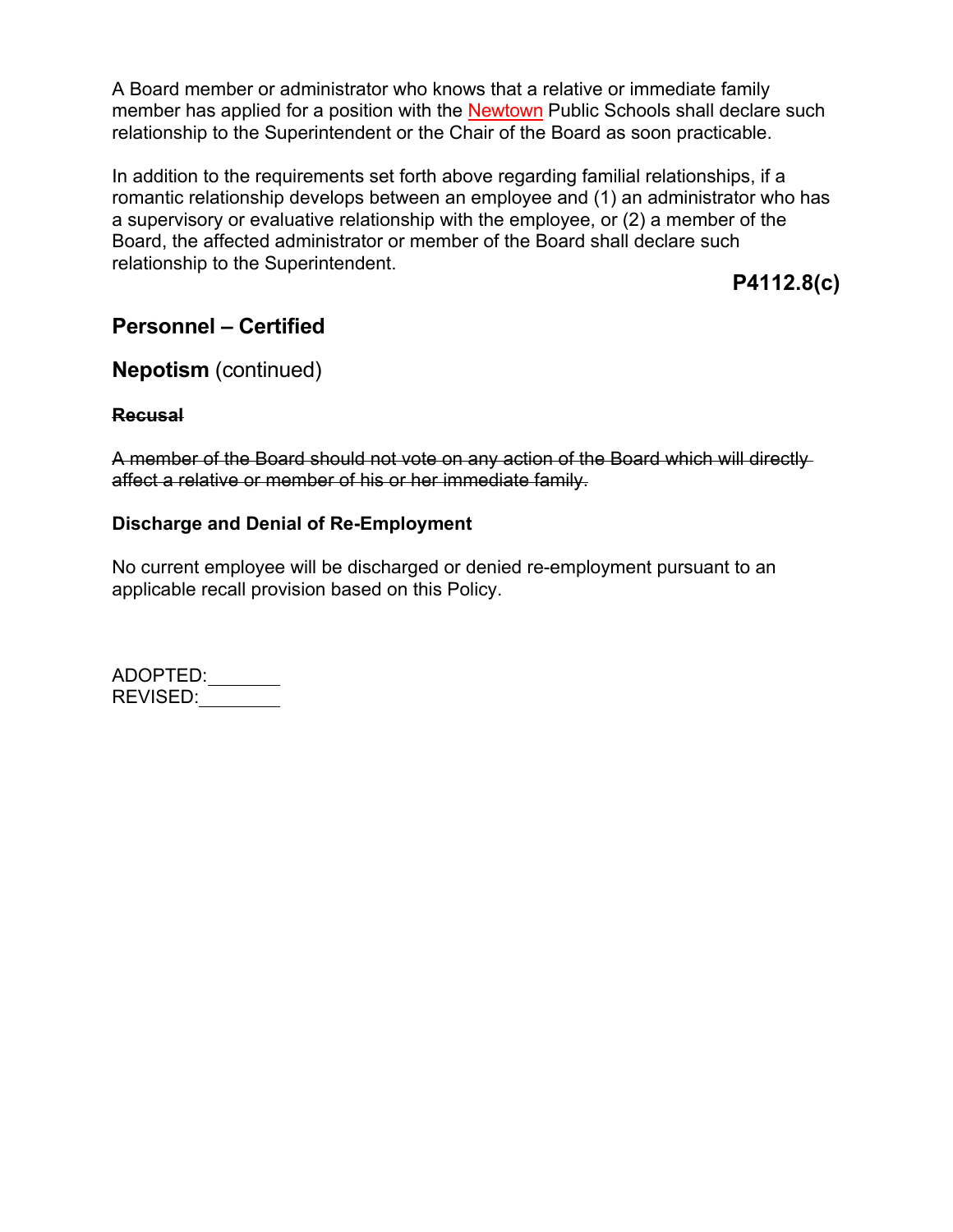A Board member or administrator who knows that a relative or immediate family member has applied for a position with the Newtown Public Schools shall declare such relationship to the Superintendent or the Chair of the Board as soon practicable.

In addition to the requirements set forth above regarding familial relationships, if a romantic relationship develops between an employee and (1) an administrator who has a supervisory or evaluative relationship with the employee, or (2) a member of the Board, the affected administrator or member of the Board shall declare such relationship to the Superintendent.

**P4112.8(c)**

## Personnel – Certified

## Nepotism (continued)

### ~~Recusal~~

~~A member of the Board should not vote on any action of the Board which will directly affect a relative or member of his or her immediate family.~~

### Discharge and Denial of Re-Employment

No current employee will be discharged or denied re-employment pursuant to an applicable recall provision based on this Policy.

ADOPTED:\_\_\_\_\_\_\_\_
REVISED:\_\_\_\_\_\_\_\_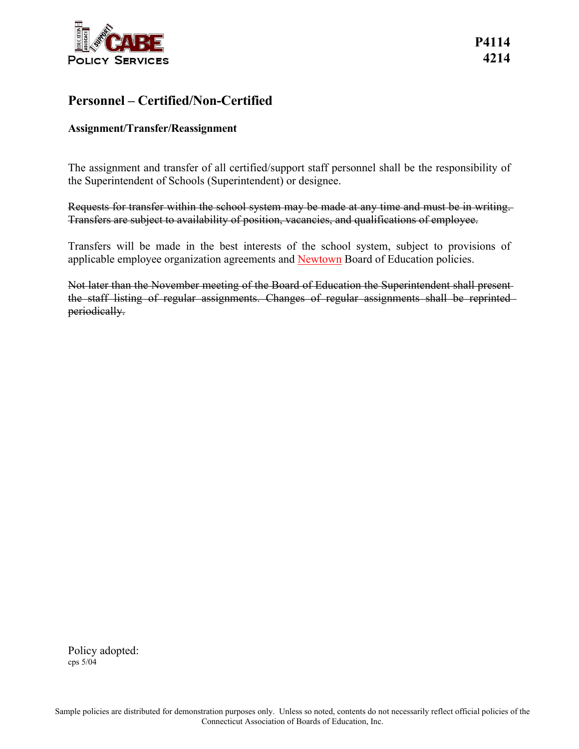P4114
4214

# Personnel – Certified/Non-Certified

## Assignment/Transfer/Reassignment

The assignment and transfer of all certified/support staff personnel shall be the responsibility of the Superintendent of Schools (Superintendent) or designee.

~~Requests for transfer within the school system may be made at any time and must be in writing. Transfers are subject to availability of position, vacancies, and qualifications of employee.~~

Transfers will be made in the best interests of the school system, subject to provisions of applicable employee organization agreements and Newtown Board of Education policies.

~~Not later than the November meeting of the Board of Education the Superintendent shall present the staff listing of regular assignments. Changes of regular assignments shall be reprinted periodically.~~

Policy adopted:
cps 5/04

Sample policies are distributed for demonstration purposes only. Unless so noted, contents do not necessarily reflect official policies of the Connecticut Association of Boards of Education, Inc.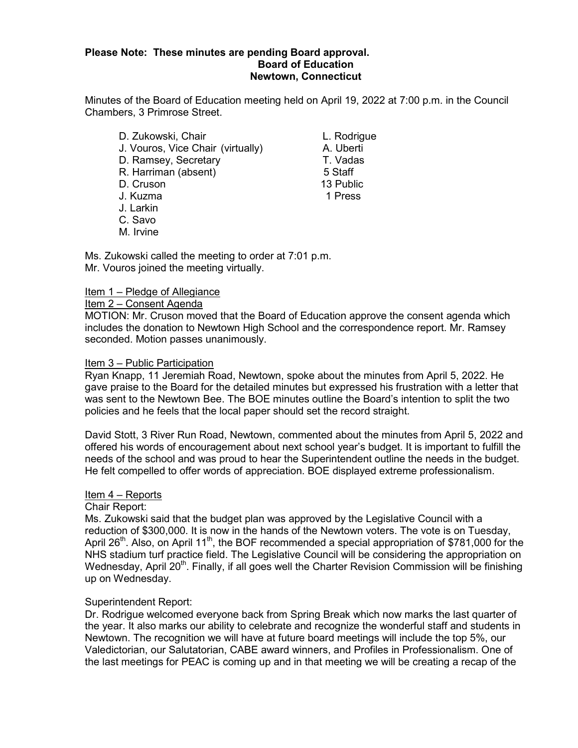**Please Note: These minutes are pending Board approval.**

**Board of Education**
**Newtown, Connecticut**

Minutes of the Board of Education meeting held on April 19, 2022 at 7:00 p.m. in the Council Chambers, 3 Primrose Street.

| | |
|---|---|
| D. Zukowski, Chair | L. Rodrigue |
| J. Vouros, Vice Chair (virtually) | A. Uberti |
| D. Ramsey, Secretary | T. Vadas |
| R. Harriman (absent) | 5 Staff |
| D. Cruson | 13 Public |
| J. Kuzma | 1 Press |
| J. Larkin | |
| C. Savo | |
| M. Irvine | |

Ms. Zukowski called the meeting to order at 7:01 p.m.
Mr. Vouros joined the meeting virtually.

Item 1 – Pledge of Allegiance

Item 2 – Consent Agenda

MOTION: Mr. Cruson moved that the Board of Education approve the consent agenda which includes the donation to Newtown High School and the correspondence report. Mr. Ramsey seconded. Motion passes unanimously.

Item 3 – Public Participation

Ryan Knapp, 11 Jeremiah Road, Newtown, spoke about the minutes from April 5, 2022. He gave praise to the Board for the detailed minutes but expressed his frustration with a letter that was sent to the Newtown Bee. The BOE minutes outline the Board's intention to split the two policies and he feels that the local paper should set the record straight.

David Stott, 3 River Run Road, Newtown, commented about the minutes from April 5, 2022 and offered his words of encouragement about next school year's budget. It is important to fulfill the needs of the school and was proud to hear the Superintendent outline the needs in the budget. He felt compelled to offer words of appreciation. BOE displayed extreme professionalism.

Item 4 – Reports

Chair Report:

Ms. Zukowski said that the budget plan was approved by the Legislative Council with a reduction of $300,000. It is now in the hands of the Newtown voters. The vote is on Tuesday, April 26th. Also, on April 11th, the BOF recommended a special appropriation of $781,000 for the NHS stadium turf practice field. The Legislative Council will be considering the appropriation on Wednesday, April 20th. Finally, if all goes well the Charter Revision Commission will be finishing up on Wednesday.

Superintendent Report:

Dr. Rodrigue welcomed everyone back from Spring Break which now marks the last quarter of the year. It also marks our ability to celebrate and recognize the wonderful staff and students in Newtown. The recognition we will have at future board meetings will include the top 5%, our Valedictorian, our Salutatorian, CABE award winners, and Profiles in Professionalism. One of the last meetings for PEAC is coming up and in that meeting we will be creating a recap of the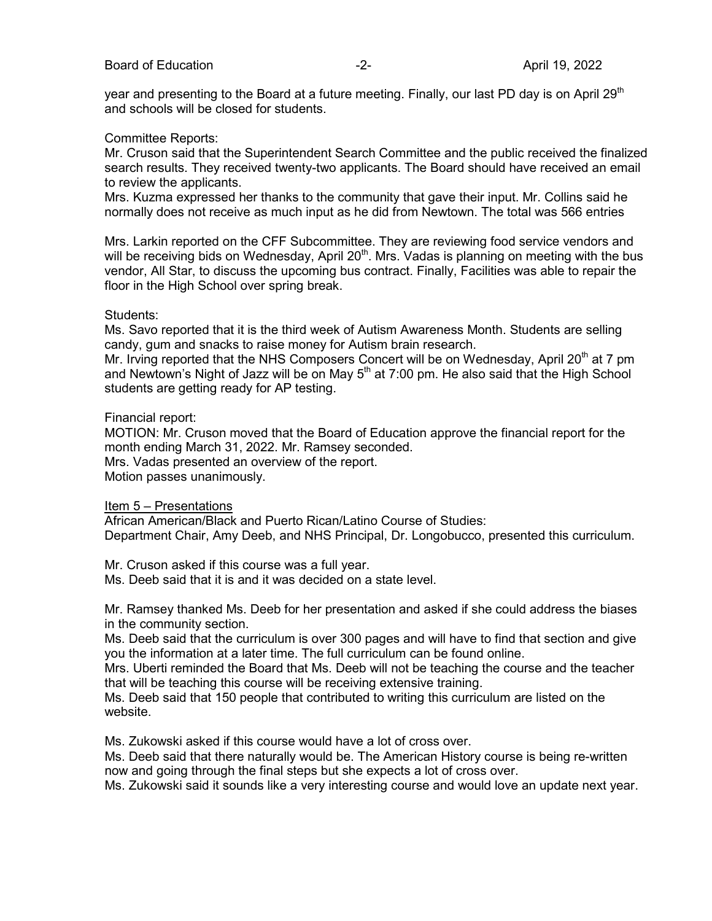year and presenting to the Board at a future meeting. Finally, our last PD day is on April 29th and schools will be closed for students.

Committee Reports:
Mr. Cruson said that the Superintendent Search Committee and the public received the finalized search results. They received twenty-two applicants. The Board should have received an email to review the applicants.
Mrs. Kuzma expressed her thanks to the community that gave their input. Mr. Collins said he normally does not receive as much input as he did from Newtown. The total was 566 entries

Mrs. Larkin reported on the CFF Subcommittee. They are reviewing food service vendors and will be receiving bids on Wednesday, April 20th. Mrs. Vadas is planning on meeting with the bus vendor, All Star, to discuss the upcoming bus contract. Finally, Facilities was able to repair the floor in the High School over spring break.

Students:
Ms. Savo reported that it is the third week of Autism Awareness Month. Students are selling candy, gum and snacks to raise money for Autism brain research.
Mr. Irving reported that the NHS Composers Concert will be on Wednesday, April 20th at 7 pm and Newtown's Night of Jazz will be on May 5th at 7:00 pm. He also said that the High School students are getting ready for AP testing.

Financial report:
MOTION: Mr. Cruson moved that the Board of Education approve the financial report for the month ending March 31, 2022. Mr. Ramsey seconded.
Mrs. Vadas presented an overview of the report.
Motion passes unanimously.

<u>Item 5 – Presentations</u>
African American/Black and Puerto Rican/Latino Course of Studies:
Department Chair, Amy Deeb, and NHS Principal, Dr. Longobucco, presented this curriculum.

Mr. Cruson asked if this course was a full year.
Ms. Deeb said that it is and it was decided on a state level.

Mr. Ramsey thanked Ms. Deeb for her presentation and asked if she could address the biases in the community section.
Ms. Deeb said that the curriculum is over 300 pages and will have to find that section and give you the information at a later time. The full curriculum can be found online.
Mrs. Uberti reminded the Board that Ms. Deeb will not be teaching the course and the teacher that will be teaching this course will be receiving extensive training.
Ms. Deeb said that 150 people that contributed to writing this curriculum are listed on the website.

Ms. Zukowski asked if this course would have a lot of cross over.
Ms. Deeb said that there naturally would be. The American History course is being re-written now and going through the final steps but she expects a lot of cross over.
Ms. Zukowski said it sounds like a very interesting course and would love an update next year.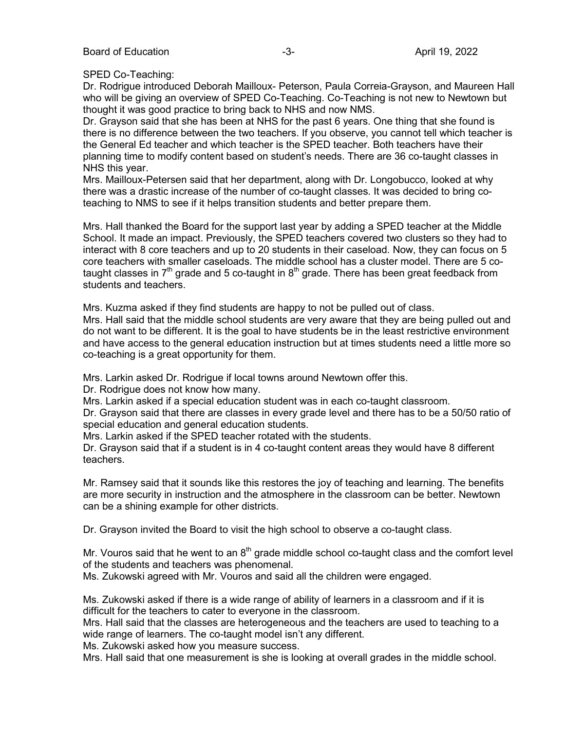SPED Co-Teaching:

Dr. Rodrigue introduced Deborah Mailloux- Peterson, Paula Correia-Grayson, and Maureen Hall who will be giving an overview of SPED Co-Teaching. Co-Teaching is not new to Newtown but thought it was good practice to bring back to NHS and now NMS.

Dr. Grayson said that she has been at NHS for the past 6 years. One thing that she found is there is no difference between the two teachers. If you observe, you cannot tell which teacher is the General Ed teacher and which teacher is the SPED teacher. Both teachers have their planning time to modify content based on student's needs. There are 36 co-taught classes in NHS this year.

Mrs. Mailloux-Petersen said that her department, along with Dr. Longobucco, looked at why there was a drastic increase of the number of co-taught classes. It was decided to bring co-teaching to NMS to see if it helps transition students and better prepare them.

Mrs. Hall thanked the Board for the support last year by adding a SPED teacher at the Middle School. It made an impact. Previously, the SPED teachers covered two clusters so they had to interact with 8 core teachers and up to 20 students in their caseload. Now, they can focus on 5 core teachers with smaller caseloads. The middle school has a cluster model. There are 5 co-taught classes in 7th grade and 5 co-taught in 8th grade. There has been great feedback from students and teachers.

Mrs. Kuzma asked if they find students are happy to not be pulled out of class.

Mrs. Hall said that the middle school students are very aware that they are being pulled out and do not want to be different. It is the goal to have students be in the least restrictive environment and have access to the general education instruction but at times students need a little more so co-teaching is a great opportunity for them.

Mrs. Larkin asked Dr. Rodrigue if local towns around Newtown offer this.

Dr. Rodrigue does not know how many.

Mrs. Larkin asked if a special education student was in each co-taught classroom.

Dr. Grayson said that there are classes in every grade level and there has to be a 50/50 ratio of special education and general education students.

Mrs. Larkin asked if the SPED teacher rotated with the students.

Dr. Grayson said that if a student is in 4 co-taught content areas they would have 8 different teachers.

Mr. Ramsey said that it sounds like this restores the joy of teaching and learning. The benefits are more security in instruction and the atmosphere in the classroom can be better. Newtown can be a shining example for other districts.

Dr. Grayson invited the Board to visit the high school to observe a co-taught class.

Mr. Vouros said that he went to an 8th grade middle school co-taught class and the comfort level of the students and teachers was phenomenal.

Ms. Zukowski agreed with Mr. Vouros and said all the children were engaged.

Ms. Zukowski asked if there is a wide range of ability of learners in a classroom and if it is difficult for the teachers to cater to everyone in the classroom.

Mrs. Hall said that the classes are heterogeneous and the teachers are used to teaching to a wide range of learners. The co-taught model isn't any different.

Ms. Zukowski asked how you measure success.

Mrs. Hall said that one measurement is she is looking at overall grades in the middle school.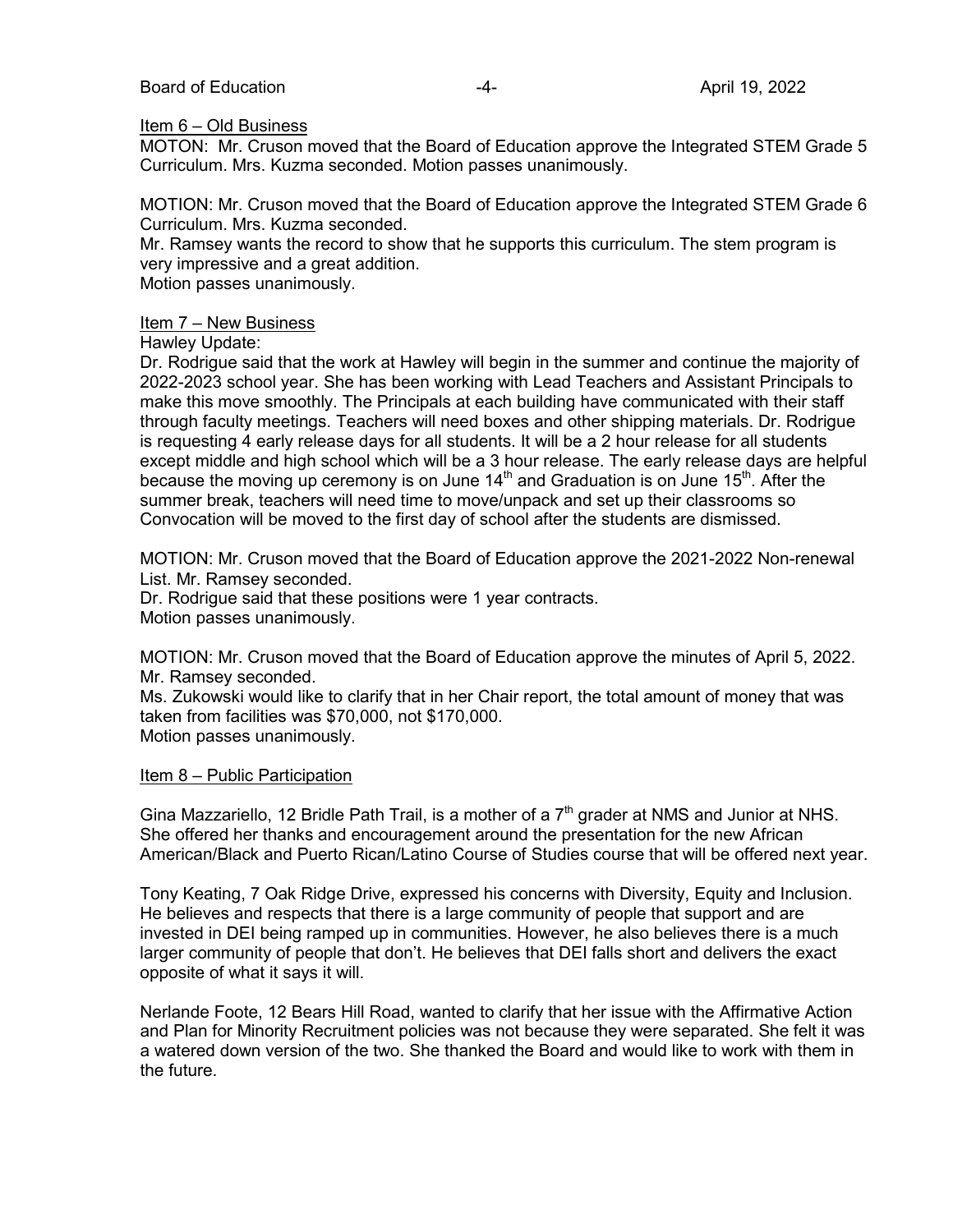Item 6 – Old Business

MOTON: Mr. Cruson moved that the Board of Education approve the Integrated STEM Grade 5 Curriculum. Mrs. Kuzma seconded. Motion passes unanimously.

MOTION: Mr. Cruson moved that the Board of Education approve the Integrated STEM Grade 6 Curriculum. Mrs. Kuzma seconded.
Mr. Ramsey wants the record to show that he supports this curriculum. The stem program is very impressive and a great addition.
Motion passes unanimously.

Item 7 – New Business

Hawley Update:
Dr. Rodrigue said that the work at Hawley will begin in the summer and continue the majority of 2022-2023 school year. She has been working with Lead Teachers and Assistant Principals to make this move smoothly. The Principals at each building have communicated with their staff through faculty meetings. Teachers will need boxes and other shipping materials. Dr. Rodrigue is requesting 4 early release days for all students. It will be a 2 hour release for all students except middle and high school which will be a 3 hour release. The early release days are helpful because the moving up ceremony is on June 14th and Graduation is on June 15th. After the summer break, teachers will need time to move/unpack and set up their classrooms so Convocation will be moved to the first day of school after the students are dismissed.

MOTION: Mr. Cruson moved that the Board of Education approve the 2021-2022 Non-renewal List. Mr. Ramsey seconded.
Dr. Rodrigue said that these positions were 1 year contracts.
Motion passes unanimously.

MOTION: Mr. Cruson moved that the Board of Education approve the minutes of April 5, 2022. Mr. Ramsey seconded.
Ms. Zukowski would like to clarify that in her Chair report, the total amount of money that was taken from facilities was $70,000, not $170,000.
Motion passes unanimously.

Item 8 – Public Participation

Gina Mazzariello, 12 Bridle Path Trail, is a mother of a 7th grader at NMS and Junior at NHS. She offered her thanks and encouragement around the presentation for the new African American/Black and Puerto Rican/Latino Course of Studies course that will be offered next year.

Tony Keating, 7 Oak Ridge Drive, expressed his concerns with Diversity, Equity and Inclusion. He believes and respects that there is a large community of people that support and are invested in DEI being ramped up in communities. However, he also believes there is a much larger community of people that don't. He believes that DEI falls short and delivers the exact opposite of what it says it will.

Nerlande Foote, 12 Bears Hill Road, wanted to clarify that her issue with the Affirmative Action and Plan for Minority Recruitment policies was not because they were separated. She felt it was a watered down version of the two. She thanked the Board and would like to work with them in the future.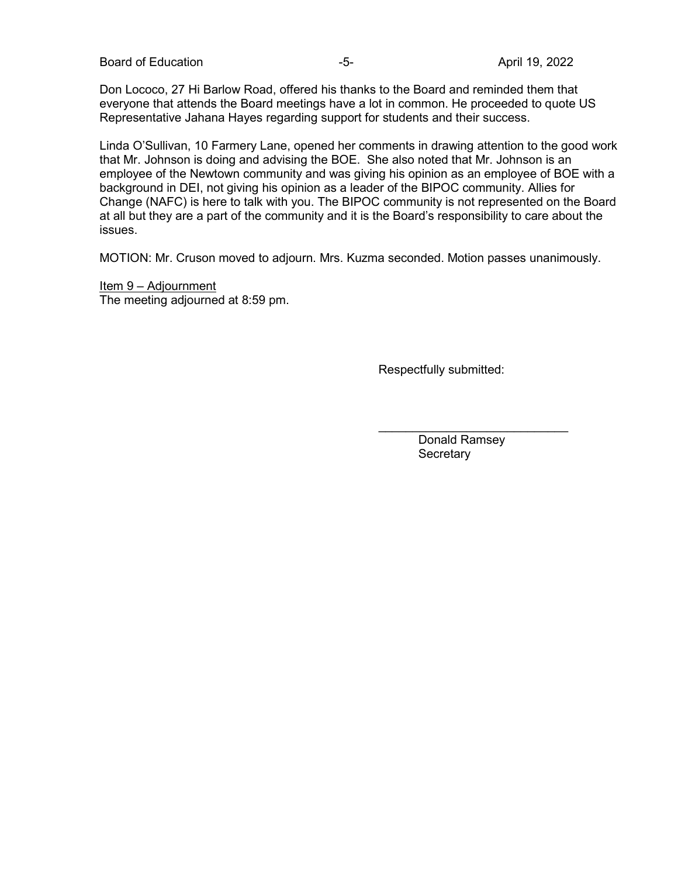Don Lococo, 27 Hi Barlow Road, offered his thanks to the Board and reminded them that everyone that attends the Board meetings have a lot in common. He proceeded to quote US Representative Jahana Hayes regarding support for students and their success.

Linda O'Sullivan, 10 Farmery Lane, opened her comments in drawing attention to the good work that Mr. Johnson is doing and advising the BOE. She also noted that Mr. Johnson is an employee of the Newtown community and was giving his opinion as an employee of BOE with a background in DEI, not giving his opinion as a leader of the BIPOC community. Allies for Change (NAFC) is here to talk with you. The BIPOC community is not represented on the Board at all but they are a part of the community and it is the Board's responsibility to care about the issues.

MOTION: Mr. Cruson moved to adjourn. Mrs. Kuzma seconded. Motion passes unanimously.

<u>Item 9 – Adjournment</u>
The meeting adjourned at 8:59 pm.

Respectfully submitted:

\_\_\_\_\_\_\_\_\_\_\_\_\_\_\_\_\_\_\_\_\_\_\_\_\_\_\_\_
Donald Ramsey
Secretary